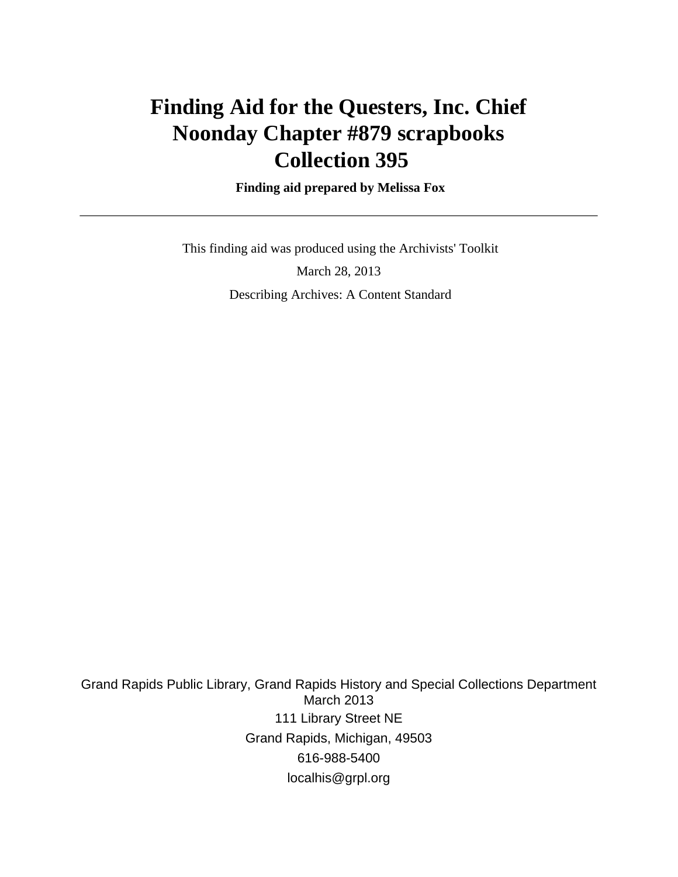# Finding Aid for the Questers, Inc. Chief Noonday Chapter #879 scrapbooks Collection 395

**Finding aid prepared by Melissa Fox**

---

This finding aid was produced using the Archivists' Toolkit

March 28, 2013

Describing Archives: A Content Standard

Grand Rapids Public Library, Grand Rapids History and Special Collections Department
March 2013
111 Library Street NE
Grand Rapids, Michigan, 49503
616-988-5400
localhis@grpl.org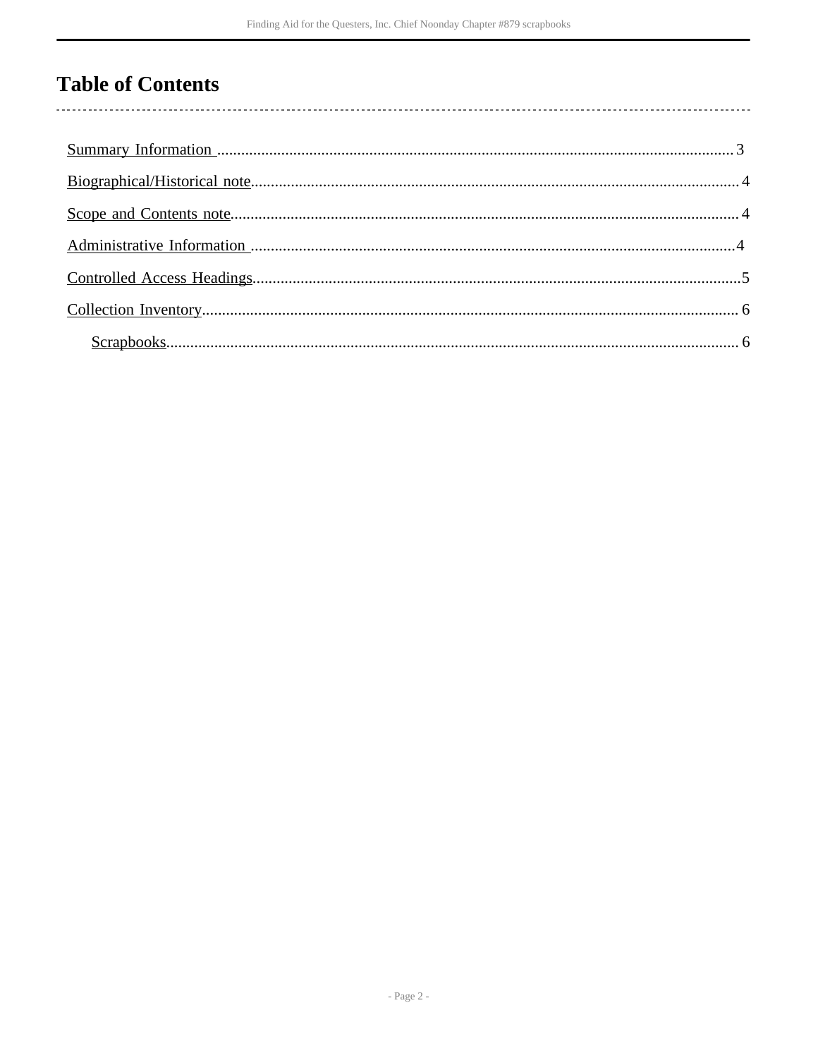# Table of Contents

- Summary Information ........ 3
- Biographical/Historical note ........ 4
- Scope and Contents note ........ 4
- Administrative Information ........ 4
- Controlled Access Headings ........ 5
- Collection Inventory ........ 6
  - Scrapbooks ........ 6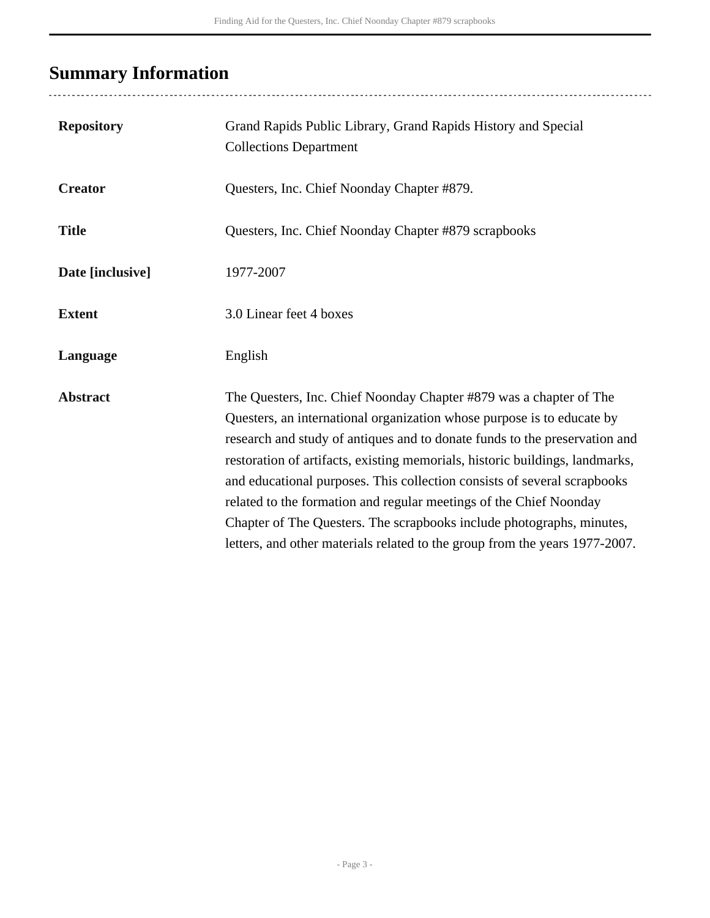## Summary Information

| | |
|---|---|
| **Repository** | Grand Rapids Public Library, Grand Rapids History and Special Collections Department |
| **Creator** | Questers, Inc. Chief Noonday Chapter #879. |
| **Title** | Questers, Inc. Chief Noonday Chapter #879 scrapbooks |
| **Date [inclusive]** | 1977-2007 |
| **Extent** | 3.0 Linear feet 4 boxes |
| **Language** | English |
| **Abstract** | The Questers, Inc. Chief Noonday Chapter #879 was a chapter of The Questers, an international organization whose purpose is to educate by research and study of antiques and to donate funds to the preservation and restoration of artifacts, existing memorials, historic buildings, landmarks, and educational purposes. This collection consists of several scrapbooks related to the formation and regular meetings of the Chief Noonday Chapter of The Questers. The scrapbooks include photographs, minutes, letters, and other materials related to the group from the years 1977-2007. |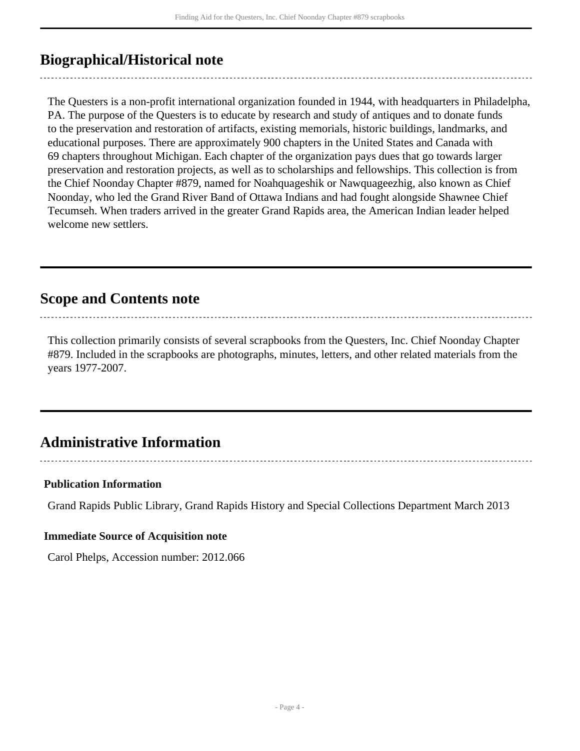## Biographical/Historical note

The Questers is a non-profit international organization founded in 1944, with headquarters in Philadelpha, PA. The purpose of the Questers is to educate by research and study of antiques and to donate funds to the preservation and restoration of artifacts, existing memorials, historic buildings, landmarks, and educational purposes. There are approximately 900 chapters in the United States and Canada with 69 chapters throughout Michigan. Each chapter of the organization pays dues that go towards larger preservation and restoration projects, as well as to scholarships and fellowships. This collection is from the Chief Noonday Chapter #879, named for Noahquageshik or Nawquageezhig, also known as Chief Noonday, who led the Grand River Band of Ottawa Indians and had fought alongside Shawnee Chief Tecumseh. When traders arrived in the greater Grand Rapids area, the American Indian leader helped welcome new settlers.

## Scope and Contents note

This collection primarily consists of several scrapbooks from the Questers, Inc. Chief Noonday Chapter #879. Included in the scrapbooks are photographs, minutes, letters, and other related materials from the years 1977-2007.

## Administrative Information

### Publication Information

Grand Rapids Public Library, Grand Rapids History and Special Collections Department March 2013

### Immediate Source of Acquisition note

Carol Phelps, Accession number: 2012.066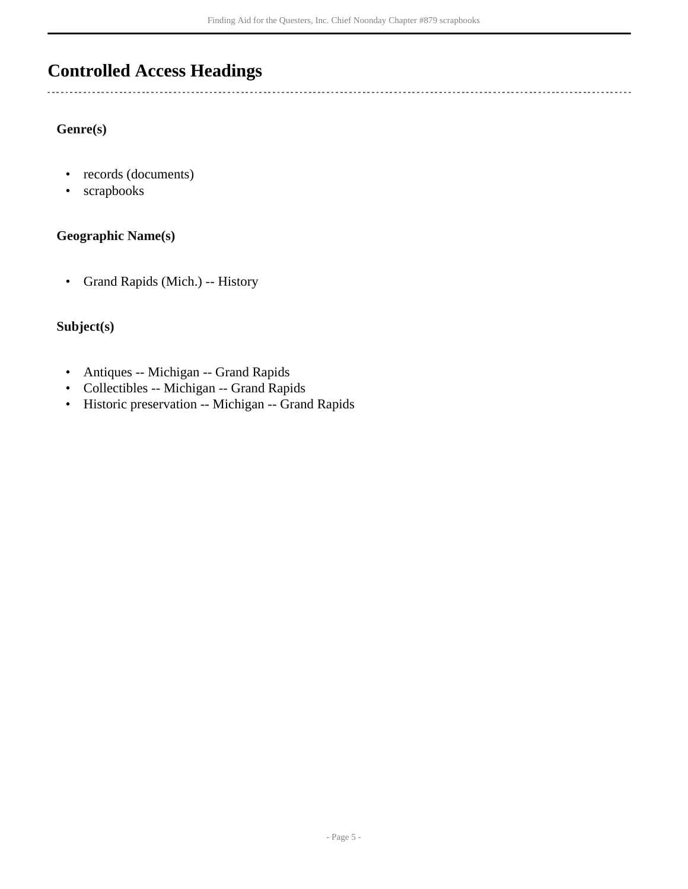## Controlled Access Headings

### Genre(s)

- records (documents)
- scrapbooks

### Geographic Name(s)

- Grand Rapids (Mich.) -- History

### Subject(s)

- Antiques -- Michigan -- Grand Rapids
- Collectibles -- Michigan -- Grand Rapids
- Historic preservation -- Michigan -- Grand Rapids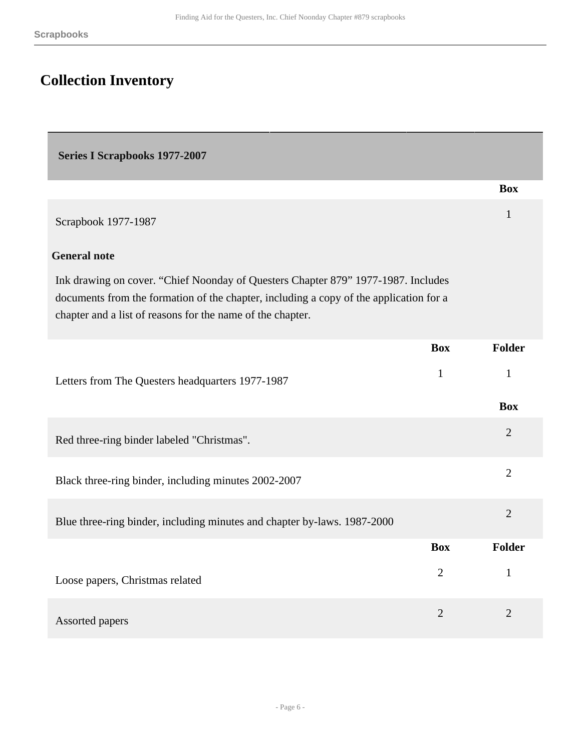## Collection Inventory

### Series I Scrapbooks 1977-2007

| | Box | Folder |
|---|---|---|
| Scrapbook 1977-1987 | | 1 |

**General note**

Ink drawing on cover. "Chief Noonday of Questers Chapter 879" 1977-1987. Includes documents from the formation of the chapter, including a copy of the application for a chapter and a list of reasons for the name of the chapter.

| | Box | Folder |
|---|---|---|
| Letters from The Questers headquarters 1977-1987 | 1 | 1 |

| | Box |
|---|---|
| Red three-ring binder labeled "Christmas". | 2 |
| Black three-ring binder, including minutes 2002-2007 | 2 |
| Blue three-ring binder, including minutes and chapter by-laws. 1987-2000 | 2 |

| | Box | Folder |
|---|---|---|
| Loose papers, Christmas related | 2 | 1 |
| Assorted papers | 2 | 2 |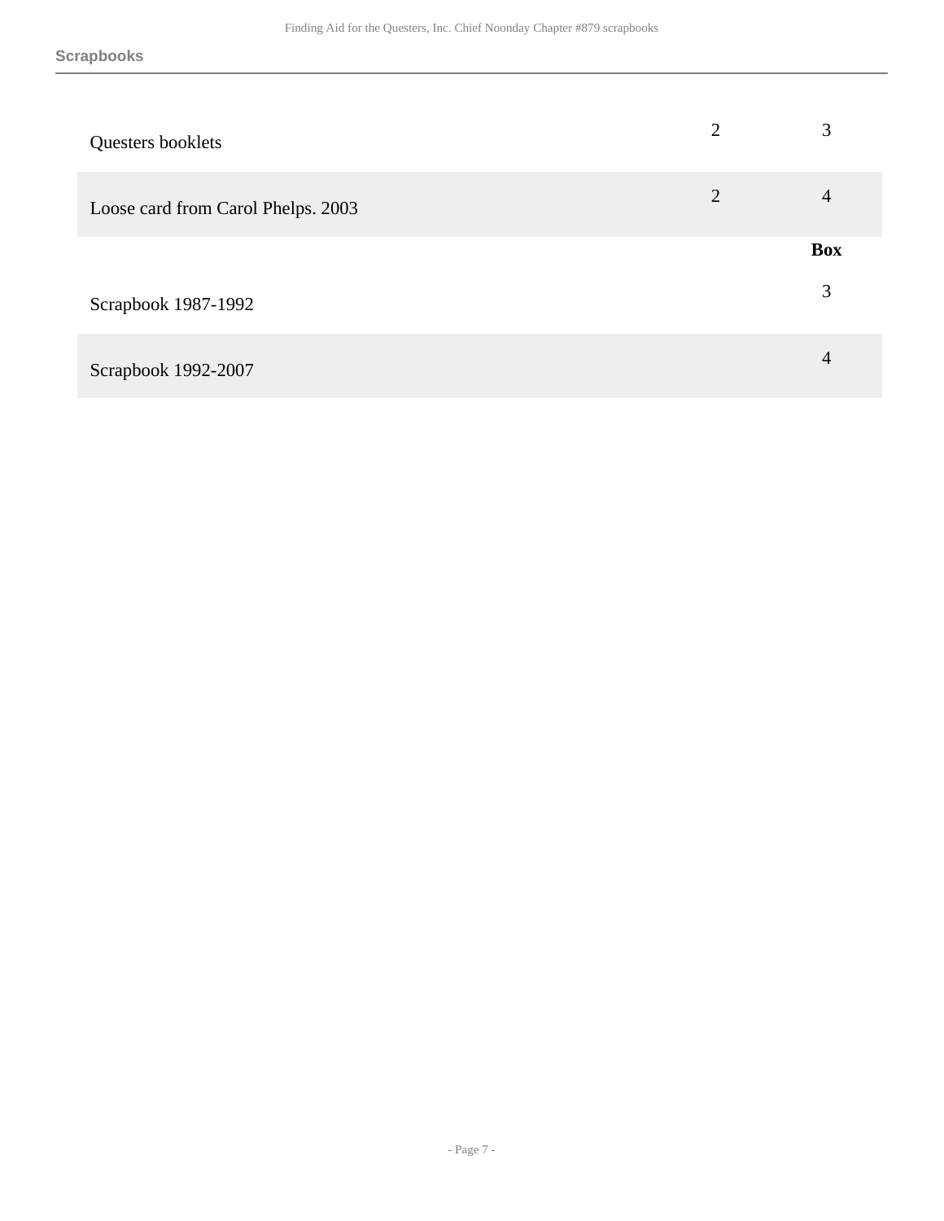## Scrapbooks

| | | |
|---|---|---|
| Questers booklets | 2 | 3 |
| Loose card from Carol Phelps. 2003 | 2 | 4 |

| | Box |
|---|---|
| Scrapbook 1987-1992 | 3 |
| Scrapbook 1992-2007 | 4 |